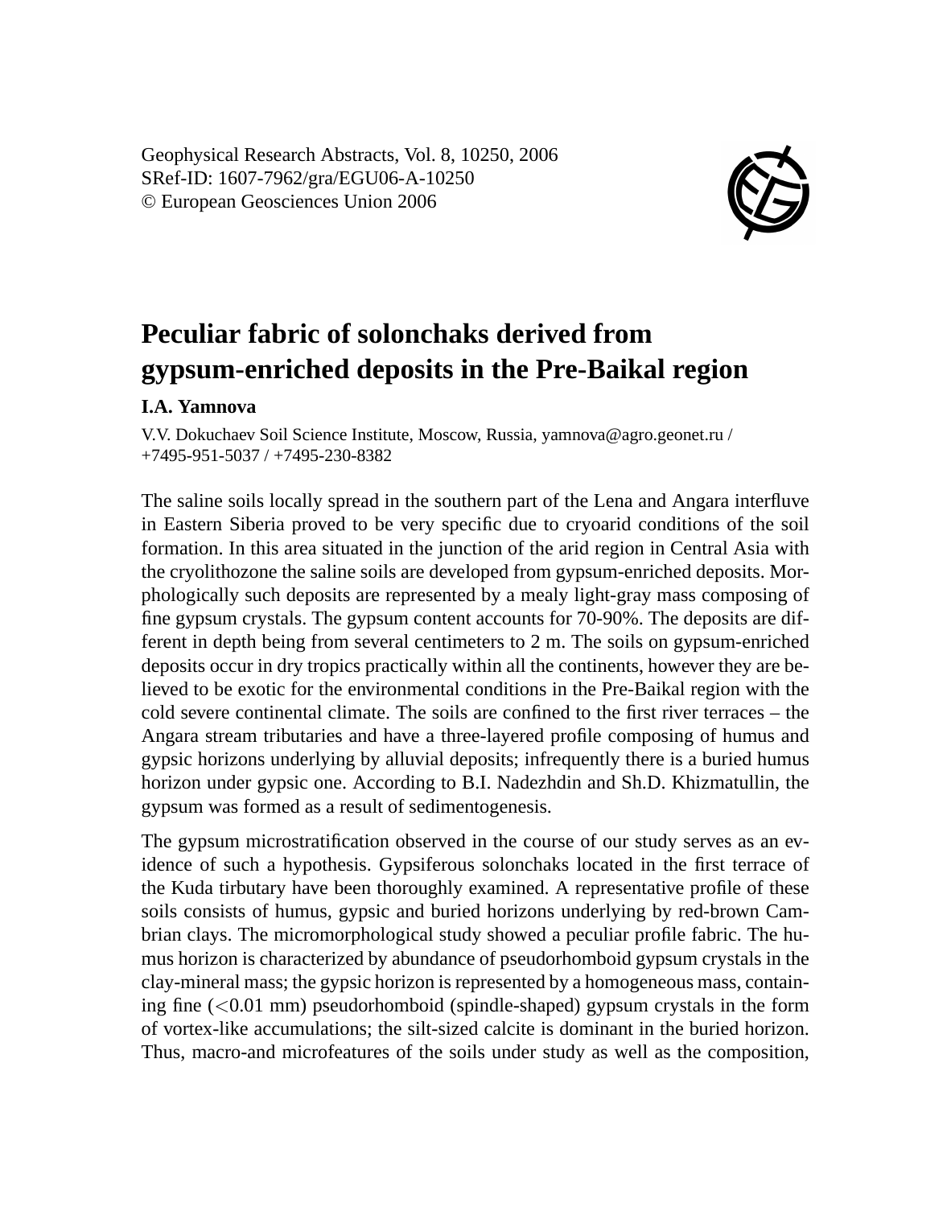Geophysical Research Abstracts, Vol. 8, 10250, 2006
SRef-ID: 1607-7962/gra/EGU06-A-10250
© European Geosciences Union 2006

# Peculiar fabric of solonchaks derived from gypsum-enriched deposits in the Pre-Baikal region

**I.A. Yamnova**

V.V. Dokuchaev Soil Science Institute, Moscow, Russia, yamnova@agro.geonet.ru / +7495-951-5037 / +7495-230-8382

The saline soils locally spread in the southern part of the Lena and Angara interfluve in Eastern Siberia proved to be very specific due to cryoarid conditions of the soil formation. In this area situated in the junction of the arid region in Central Asia with the cryolithozone the saline soils are developed from gypsum-enriched deposits. Morphologically such deposits are represented by a mealy light-gray mass composing of fine gypsum crystals. The gypsum content accounts for 70-90%. The deposits are different in depth being from several centimeters to 2 m. The soils on gypsum-enriched deposits occur in dry tropics practically within all the continents, however they are believed to be exotic for the environmental conditions in the Pre-Baikal region with the cold severe continental climate. The soils are confined to the first river terraces – the Angara stream tributaries and have a three-layered profile composing of humus and gypsic horizons underlying by alluvial deposits; infrequently there is a buried humus horizon under gypsic one. According to B.I. Nadezhdin and Sh.D. Khizmatullin, the gypsum was formed as a result of sedimentogenesis.

The gypsum microstratification observed in the course of our study serves as an evidence of such a hypothesis. Gypsiferous solonchaks located in the first terrace of the Kuda tirbutary have been thoroughly examined. A representative profile of these soils consists of humus, gypsic and buried horizons underlying by red-brown Cambrian clays. The micromorphological study showed a peculiar profile fabric. The humus horizon is characterized by abundance of pseudorhomboid gypsum crystals in the clay-mineral mass; the gypsic horizon is represented by a homogeneous mass, containing fine ($<$0.01 mm) pseudorhomboid (spindle-shaped) gypsum crystals in the form of vortex-like accumulations; the silt-sized calcite is dominant in the buried horizon. Thus, macro-and microfeatures of the soils under study as well as the composition,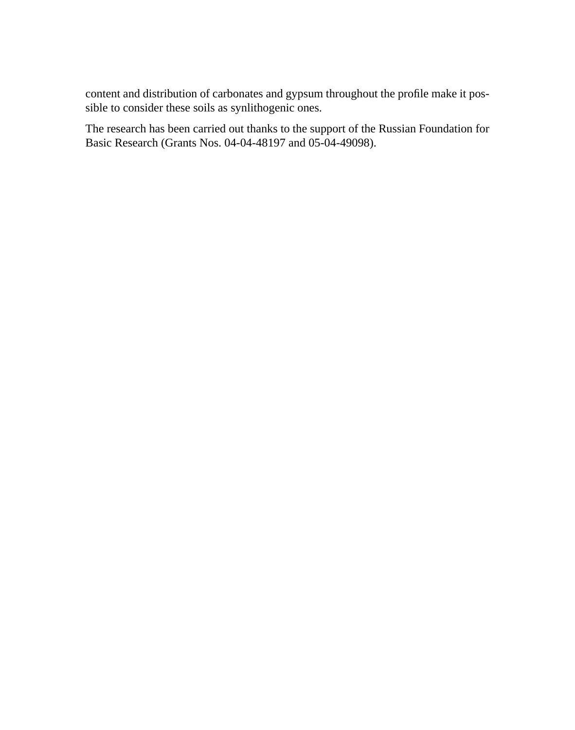content and distribution of carbonates and gypsum throughout the profile make it possible to consider these soils as synlithogenic ones.

The research has been carried out thanks to the support of the Russian Foundation for Basic Research (Grants Nos. 04-04-48197 and 05-04-49098).